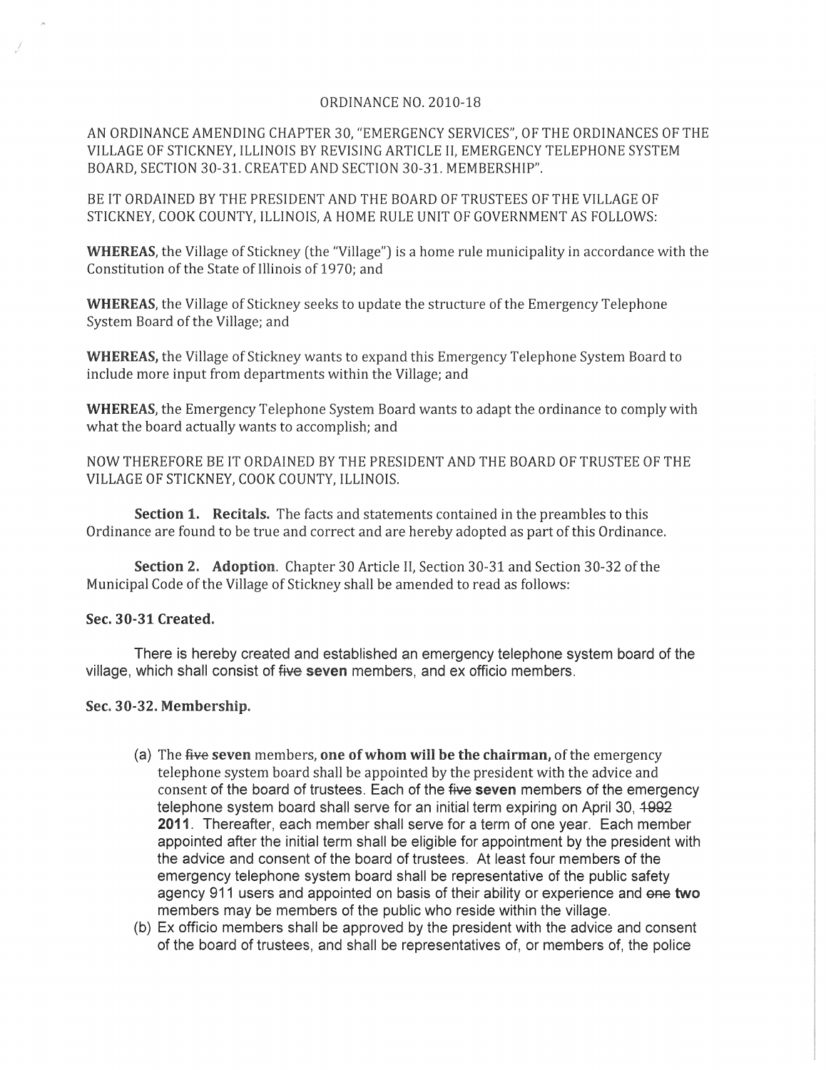ORDINANCE NO. 2010-18

AN ORDINANCE AMENDING CHAPTER 30, "EMERGENCY SERVICES", OF THE ORDINANCES OF THE VILLAGE OF STICKNEY, ILLINOIS BY REVISING ARTICLE II, EMERGENCY TELEPHONE SYSTEM BOARD, SECTION 30-31. CREATED AND SECTION 30-31. MEMBERSHIP".

BE IT ORDAINED BY THE PRESIDENT AND THE BOARD OF TRUSTEES OF THE VILLAGE OF STICKNEY, COOK COUNTY, ILLINOIS, A HOME RULE UNIT OF GOVERNMENT AS FOLLOWS:

**WHEREAS**, the Village of Stickney (the "Village") is a home rule municipality in accordance with the Constitution of the State of Illinois of 1970; and

**WHEREAS**, the Village of Stickney seeks to update the structure of the Emergency Telephone System Board of the Village; and

**WHEREAS,** the Village of Stickney wants to expand this Emergency Telephone System Board to include more input from departments within the Village; and

**WHEREAS**, the Emergency Telephone System Board wants to adapt the ordinance to comply with what the board actually wants to accomplish; and

NOW THEREFORE BE IT ORDAINED BY THE PRESIDENT AND THE BOARD OF TRUSTEE OF THE VILLAGE OF STICKNEY, COOK COUNTY, ILLINOIS.

**Section 1. Recitals.** The facts and statements contained in the preambles to this Ordinance are found to be true and correct and are hereby adopted as part of this Ordinance.

**Section 2. Adoption**. Chapter 30 Article II, Section 30-31 and Section 30-32 of the Municipal Code of the Village of Stickney shall be amended to read as follows:

**Sec. 30-31 Created.**

There is hereby created and established an emergency telephone system board of the village, which shall consist of ~~five~~ **seven** members, and ex officio members.

**Sec. 30-32. Membership.**

(a) The ~~five~~ **seven** members, **one of whom will be the chairman,** of the emergency telephone system board shall be appointed by the president with the advice and consent of the board of trustees. Each of the ~~five~~ **seven** members of the emergency telephone system board shall serve for an initial term expiring on April 30, ~~1992~~ **2011**. Thereafter, each member shall serve for a term of one year. Each member appointed after the initial term shall be eligible for appointment by the president with the advice and consent of the board of trustees. At least four members of the emergency telephone system board shall be representative of the public safety agency 911 users and appointed on basis of their ability or experience and ~~one~~ **two** members may be members of the public who reside within the village.

(b) Ex officio members shall be approved by the president with the advice and consent of the board of trustees, and shall be representatives of, or members of, the police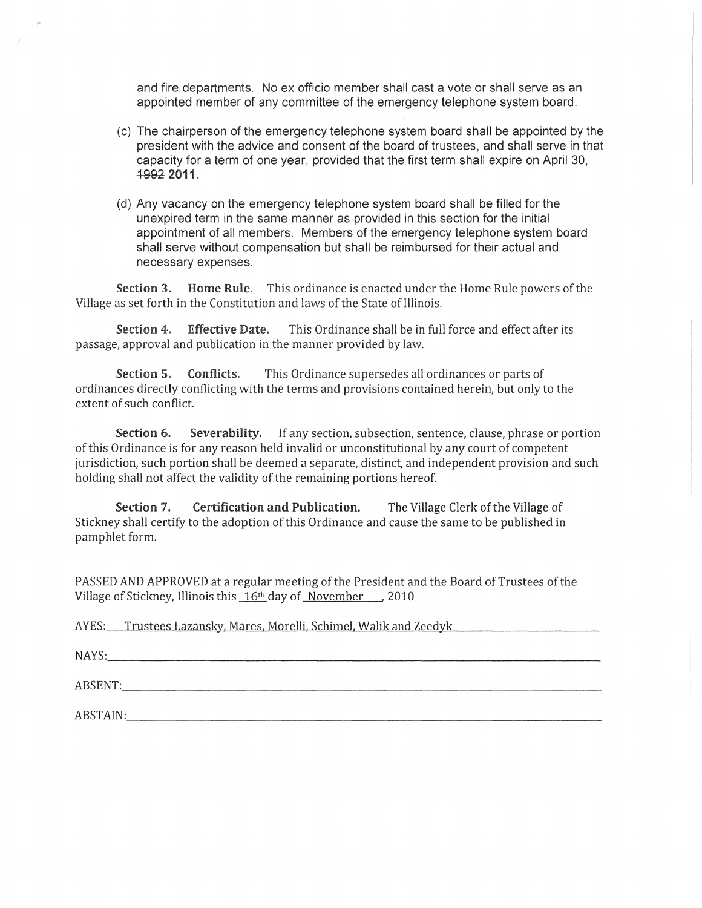and fire departments. No ex officio member shall cast a vote or shall serve as an appointed member of any committee of the emergency telephone system board.

(c) The chairperson of the emergency telephone system board shall be appointed by the president with the advice and consent of the board of trustees, and shall serve in that capacity for a term of one year, provided that the first term shall expire on April 30, ~~1992~~ **2011**.

(d) Any vacancy on the emergency telephone system board shall be filled for the unexpired term in the same manner as provided in this section for the initial appointment of all members. Members of the emergency telephone system board shall serve without compensation but shall be reimbursed for their actual and necessary expenses.

**Section 3. Home Rule.** This ordinance is enacted under the Home Rule powers of the Village as set forth in the Constitution and laws of the State of Illinois.

**Section 4. Effective Date.** This Ordinance shall be in full force and effect after its passage, approval and publication in the manner provided by law.

**Section 5. Conflicts.** This Ordinance supersedes all ordinances or parts of ordinances directly conflicting with the terms and provisions contained herein, but only to the extent of such conflict.

**Section 6. Severability.** If any section, subsection, sentence, clause, phrase or portion of this Ordinance is for any reason held invalid or unconstitutional by any court of competent jurisdiction, such portion shall be deemed a separate, distinct, and independent provision and such holding shall not affect the validity of the remaining portions hereof.

**Section 7. Certification and Publication.** The Village Clerk of the Village of Stickney shall certify to the adoption of this Ordinance and cause the same to be published in pamphlet form.

PASSED AND APPROVED at a regular meeting of the President and the Board of Trustees of the Village of Stickney, Illinois this 16th day of November, 2010

AYES: Trustees Lazansky, Mares, Morelli, Schimel, Walik and Zeedyk

NAYS: ______________________

ABSENT: ______________________

ABSTAIN: ______________________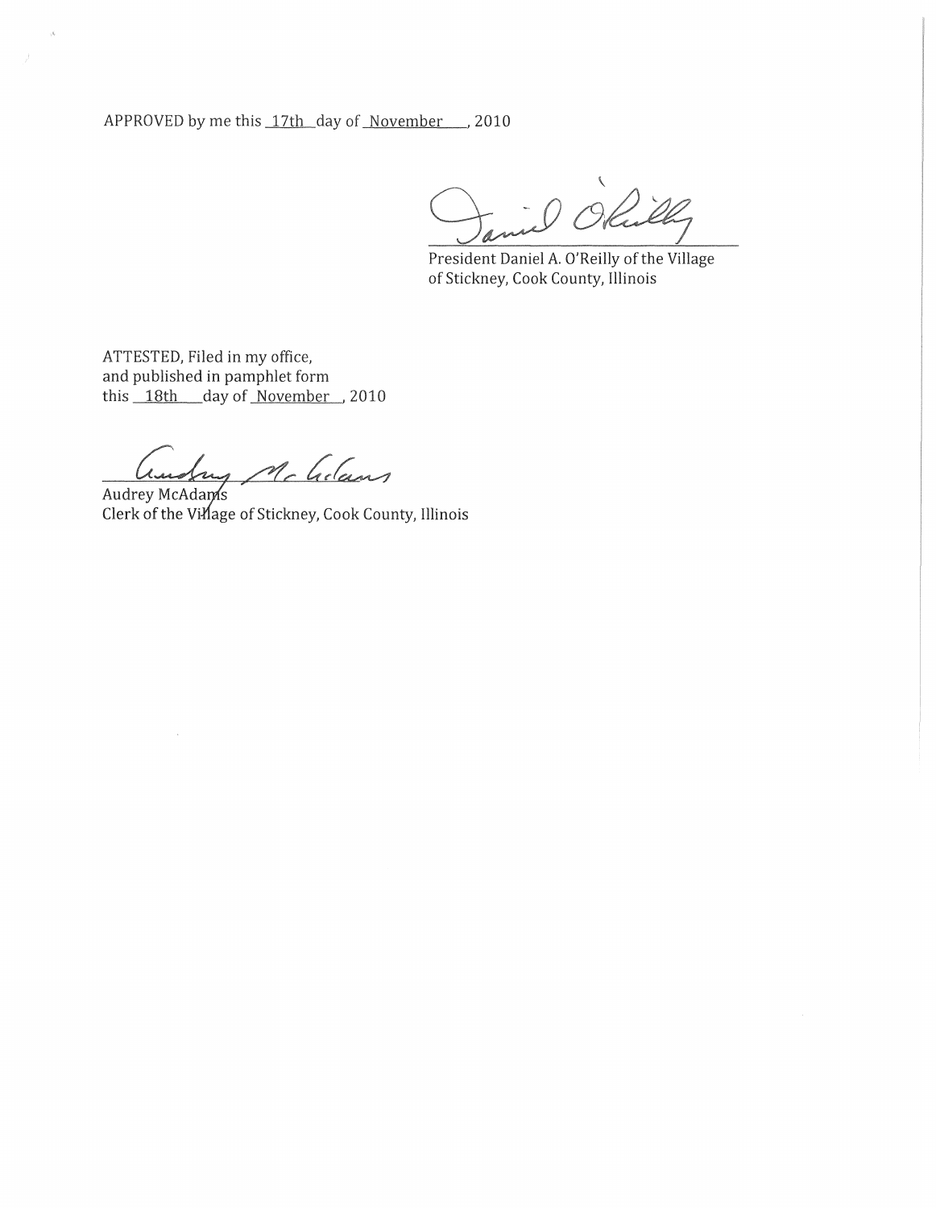APPROVED by me this 17th day of November, 2010

President Daniel A. O'Reilly of the Village of Stickney, Cook County, Illinois

ATTESTED, Filed in my office, and published in pamphlet form this 18th day of November, 2010

Audrey McAdams
Clerk of the Village of Stickney, Cook County, Illinois